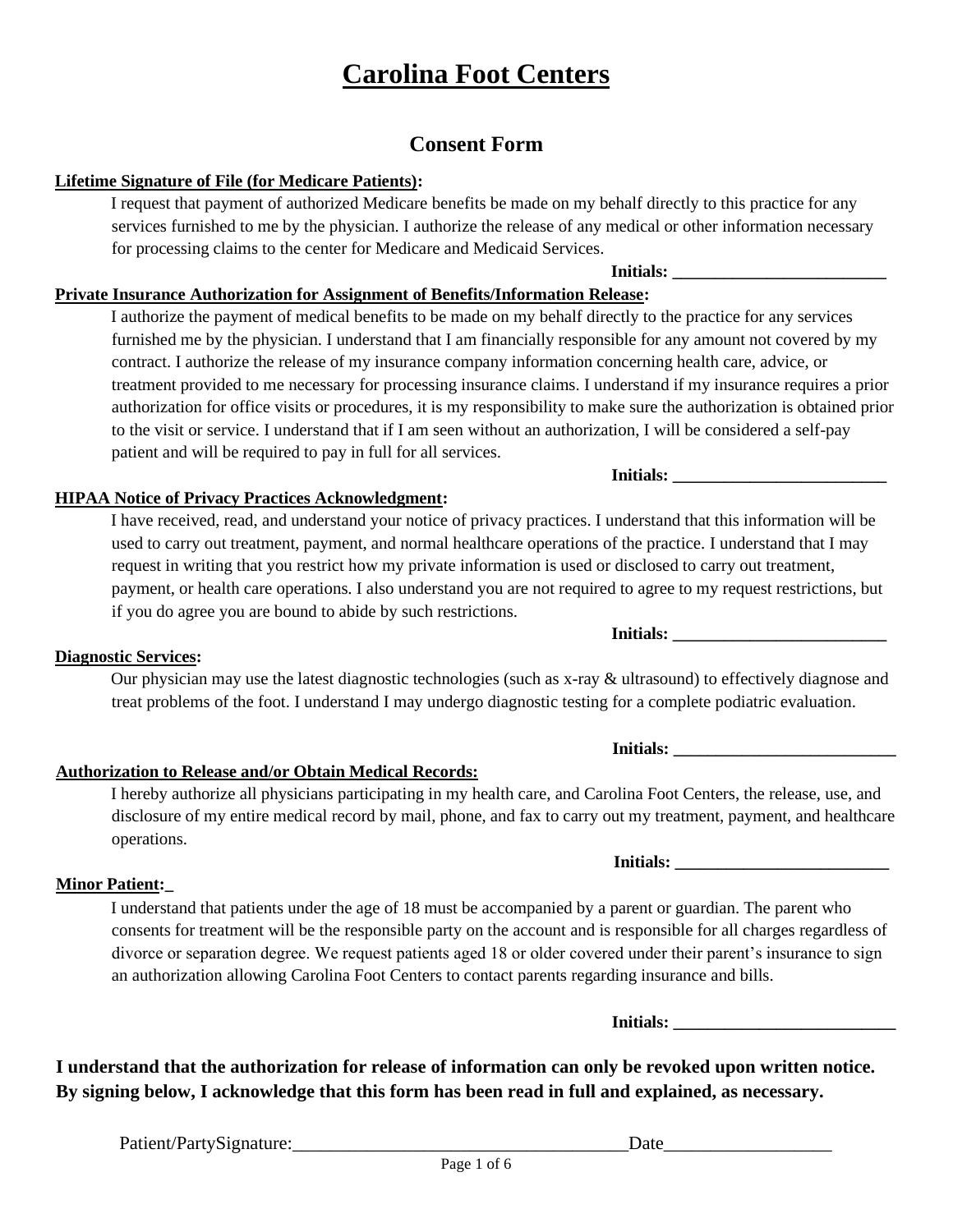# Carolina Foot Centers

## Consent Form

**Lifetime Signature of File (for Medicare Patients):**

I request that payment of authorized Medicare benefits be made on my behalf directly to this practice for any services furnished to me by the physician. I authorize the release of any medical or other information necessary for processing claims to the center for Medicare and Medicaid Services.

**Initials: _________________________**

**Private Insurance Authorization for Assignment of Benefits/Information Release:**

I authorize the payment of medical benefits to be made on my behalf directly to the practice for any services furnished me by the physician. I understand that I am financially responsible for any amount not covered by my contract. I authorize the release of my insurance company information concerning health care, advice, or treatment provided to me necessary for processing insurance claims. I understand if my insurance requires a prior authorization for office visits or procedures, it is my responsibility to make sure the authorization is obtained prior to the visit or service. I understand that if I am seen without an authorization, I will be considered a self-pay patient and will be required to pay in full for all services.

**Initials: _________________________**

**HIPAA Notice of Privacy Practices Acknowledgment:**

I have received, read, and understand your notice of privacy practices. I understand that this information will be used to carry out treatment, payment, and normal healthcare operations of the practice. I understand that I may request in writing that you restrict how my private information is used or disclosed to carry out treatment, payment, or health care operations. I also understand you are not required to agree to my request restrictions, but if you do agree you are bound to abide by such restrictions.

**Initials: _________________________**

**Diagnostic Services:**

Our physician may use the latest diagnostic technologies (such as x-ray & ultrasound) to effectively diagnose and treat problems of the foot. I understand I may undergo diagnostic testing for a complete podiatric evaluation.

**Initials: _________________________**

**Authorization to Release and/or Obtain Medical Records:**

I hereby authorize all physicians participating in my health care, and Carolina Foot Centers, the release, use, and disclosure of my entire medical record by mail, phone, and fax to carry out my treatment, payment, and healthcare operations.

**Initials: _________________________**

**Minor Patient:_**

I understand that patients under the age of 18 must be accompanied by a parent or guardian. The parent who consents for treatment will be the responsible party on the account and is responsible for all charges regardless of divorce or separation degree. We request patients aged 18 or older covered under their parent's insurance to sign an authorization allowing Carolina Foot Centers to contact parents regarding insurance and bills.

**Initials: _________________________**

**I understand that the authorization for release of information can only be revoked upon written notice. By signing below, I acknowledge that this form has been read in full and explained, as necessary.**

Patient/PartySignature:____________________________________Date__________________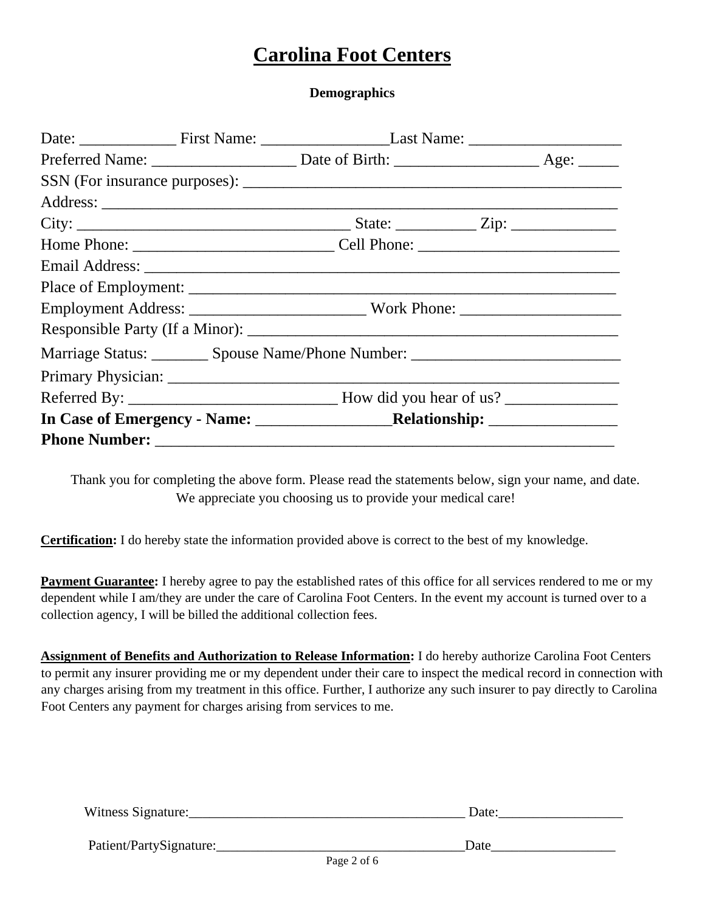# Carolina Foot Centers

**Demographics**

Date: ____________ First Name: ________________Last Name: ___________________

Preferred Name: _________________ Date of Birth: _________________ Age: _____

SSN (For insurance purposes): _____________________________________________

Address: ____________________________________________________________

City: _________________________________ State: __________ Zip: _____________

Home Phone: ________________________ Cell Phone: ________________________

Email Address: ________________________________________________________

Place of Employment: ___________________________________________________

Employment Address: _____________________ Work Phone: ___________________

Responsible Party (If a Minor): ____________________________________________

Marriage Status: _______ Spouse Name/Phone Number: _________________________

Primary Physician: ______________________________________________________

Referred By: __________________________ How did you hear of us? ______________

**In Case of Emergency - Name:** ________________**Relationship:** ________________

**Phone Number:** _______________________________________________________

Thank you for completing the above form. Please read the statements below, sign your name, and date. We appreciate you choosing us to provide your medical care!

**Certification:** I do hereby state the information provided above is correct to the best of my knowledge.

**Payment Guarantee:** I hereby agree to pay the established rates of this office for all services rendered to me or my dependent while I am/they are under the care of Carolina Foot Centers. In the event my account is turned over to a collection agency, I will be billed the additional collection fees.

**Assignment of Benefits and Authorization to Release Information:** I do hereby authorize Carolina Foot Centers to permit any insurer providing me or my dependent under their care to inspect the medical record in connection with any charges arising from my treatment in this office. Further, I authorize any such insurer to pay directly to Carolina Foot Centers any payment for charges arising from services to me.

Witness Signature:________________________________________ Date:__________________

Patient/PartySignature:____________________________________Date__________________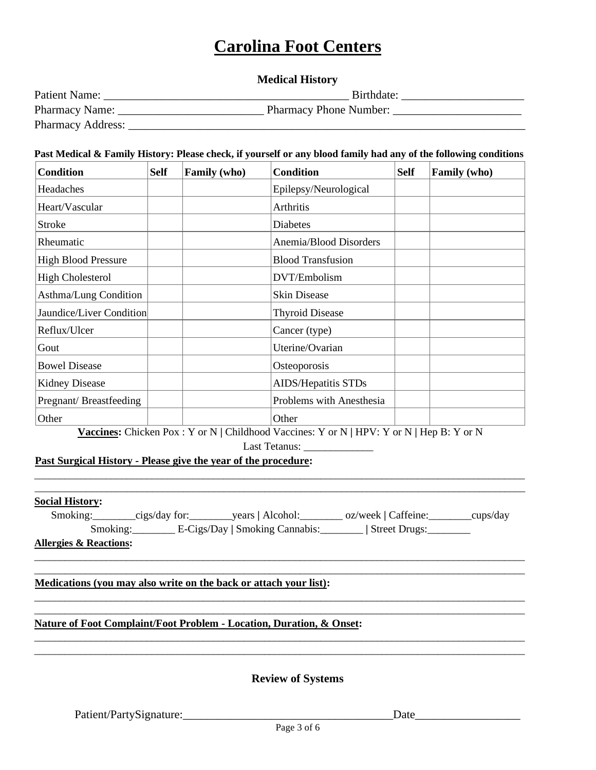# Carolina Foot Centers

### Medical History

Patient Name: ________________________________________ Birthdate: ____________________

Pharmacy Name: ________________________ Pharmacy Phone Number: _____________________

Pharmacy Address: _________________________________________________________________

**Past Medical & Family History: Please check, if yourself or any blood family had any of the following conditions**

| Condition | Self | Family (who) | Condition | Self | Family (who) |
|---|---|---|---|---|---|
| Headaches | | | Epilepsy/Neurological | | |
| Heart/Vascular | | | Arthritis | | |
| Stroke | | | Diabetes | | |
| Rheumatic | | | Anemia/Blood Disorders | | |
| High Blood Pressure | | | Blood Transfusion | | |
| High Cholesterol | | | DVT/Embolism | | |
| Asthma/Lung Condition | | | Skin Disease | | |
| Jaundice/Liver Condition | | | Thyroid Disease | | |
| Reflux/Ulcer | | | Cancer (type) | | |
| Gout | | | Uterine/Ovarian | | |
| Bowel Disease | | | Osteoporosis | | |
| Kidney Disease | | | AIDS/Hepatitis STDs | | |
| Pregnant/ Breastfeeding | | | Problems with Anesthesia | | |
| Other | | | Other | | |

**Vaccines:** Chicken Pox : Y or N | Childhood Vaccines: Y or N | HPV: Y or N | Hep B: Y or N

Last Tetanus: _____________

**Past Surgical History - Please give the year of the procedure:**

_____________________________________________________________________________________

_____________________________________________________________________________________

**Social History:**

Smoking:________cigs/day for:________years | Alcohol:________ oz/week | Caffeine:________cups/day

Smoking:________ E-Cigs/Day | Smoking Cannabis:________ | Street Drugs:________

**Allergies & Reactions:**

_____________________________________________________________________________________

_____________________________________________________________________________________

**Medications (you may also write on the back or attach your list):**

_____________________________________________________________________________________

_____________________________________________________________________________________

**Nature of Foot Complaint/Foot Problem - Location, Duration, & Onset:**

_____________________________________________________________________________________

_____________________________________________________________________________________

### Review of Systems

Patient/PartySignature:____________________________________Date__________________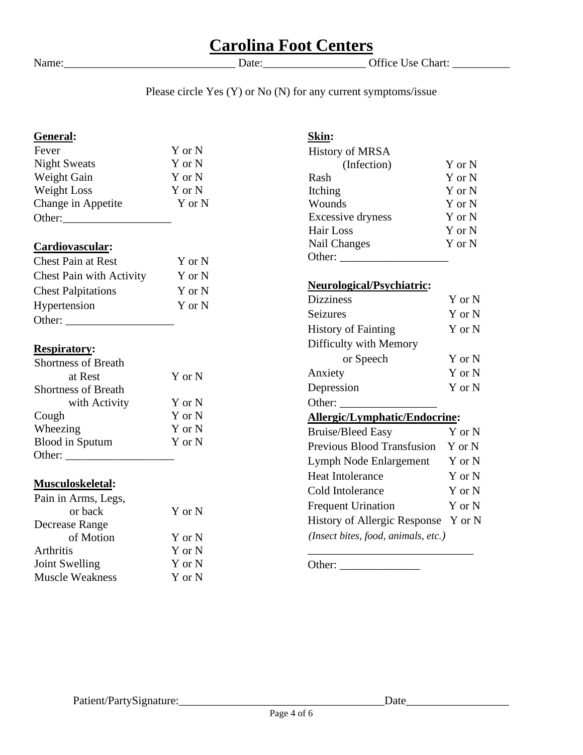# Carolina Foot Centers

Name:______________________________ Date:_________________ Office Use Chart: __________

Please circle Yes (Y) or No (N) for any current symptoms/issue

**General:**

| | |
|---|---|
| Fever | Y or N |
| Night Sweats | Y or N |
| Weight Gain | Y or N |
| Weight Loss | Y or N |
| Change in Appetite | Y or N |

Other:___________________

**Cardiovascular:**

| | |
|---|---|
| Chest Pain at Rest | Y or N |
| Chest Pain with Activity | Y or N |
| Chest Palpitations | Y or N |
| Hypertension | Y or N |

Other: ___________________

**Respiratory:**

| | |
|---|---|
| Shortness of Breath at Rest | Y or N |
| Shortness of Breath with Activity | Y or N |
| Cough | Y or N |
| Wheezing | Y or N |
| Blood in Sputum | Y or N |

Other: ___________________

**Musculoskeletal:**

| | |
|---|---|
| Pain in Arms, Legs, or back | Y or N |
| Decrease Range of Motion | Y or N |
| Arthritis | Y or N |
| Joint Swelling | Y or N |
| Muscle Weakness | Y or N |

**Skin:**

| | |
|---|---|
| History of MRSA (Infection) | Y or N |
| Rash | Y or N |
| Itching | Y or N |
| Wounds | Y or N |
| Excessive dryness | Y or N |
| Hair Loss | Y or N |
| Nail Changes | Y or N |

Other: ___________________

**Neurological/Psychiatric:**

| | |
|---|---|
| Dizziness | Y or N |
| Seizures | Y or N |
| History of Fainting | Y or N |
| Difficulty with Memory or Speech | Y or N |
| Anxiety | Y or N |
| Depression | Y or N |

Other: _________________

**Allergic/Lymphatic/Endocrine:**

| | |
|---|---|
| Bruise/Bleed Easy | Y or N |
| Previous Blood Transfusion | Y or N |
| Lymph Node Enlargement | Y or N |
| Heat Intolerance | Y or N |
| Cold Intolerance | Y or N |
| Frequent Urination | Y or N |
| History of Allergic Response | Y or N |

*(Insect bites, food, animals, etc.)*

_____________________________

Other: ______________

Patient/PartySignature:____________________________________Date__________________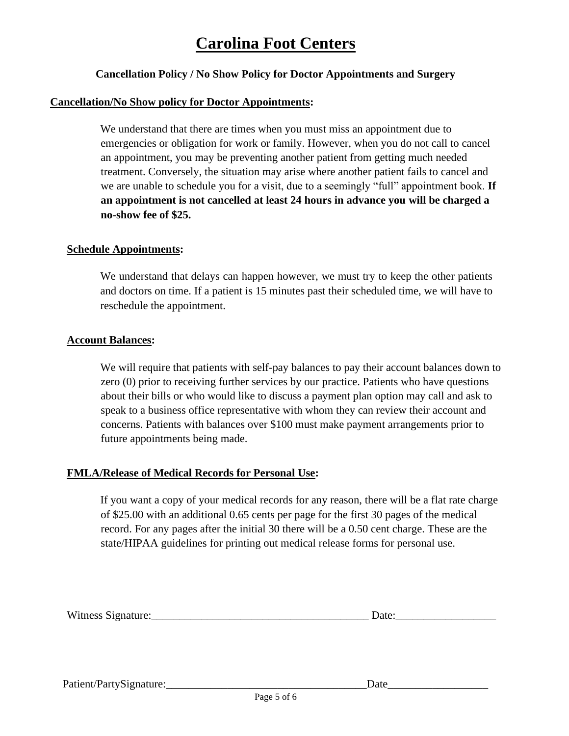# Carolina Foot Centers

**Cancellation Policy / No Show Policy for Doctor Appointments and Surgery**

**Cancellation/No Show policy for Doctor Appointments:**

We understand that there are times when you must miss an appointment due to emergencies or obligation for work or family. However, when you do not call to cancel an appointment, you may be preventing another patient from getting much needed treatment. Conversely, the situation may arise where another patient fails to cancel and we are unable to schedule you for a visit, due to a seemingly "full" appointment book. **If an appointment is not cancelled at least 24 hours in advance you will be charged a no-show fee of $25.**

**Schedule Appointments:**

We understand that delays can happen however, we must try to keep the other patients and doctors on time. If a patient is 15 minutes past their scheduled time, we will have to reschedule the appointment.

**Account Balances:**

We will require that patients with self-pay balances to pay their account balances down to zero (0) prior to receiving further services by our practice. Patients who have questions about their bills or who would like to discuss a payment plan option may call and ask to speak to a business office representative with whom they can review their account and concerns. Patients with balances over $100 must make payment arrangements prior to future appointments being made.

**FMLA/Release of Medical Records for Personal Use:**

If you want a copy of your medical records for any reason, there will be a flat rate charge of $25.00 with an additional 0.65 cents per page for the first 30 pages of the medical record. For any pages after the initial 30 there will be a 0.50 cent charge. These are the state/HIPAA guidelines for printing out medical release forms for personal use.

Witness Signature:_______________________________________ Date:__________________

Patient/PartySignature:____________________________________Date__________________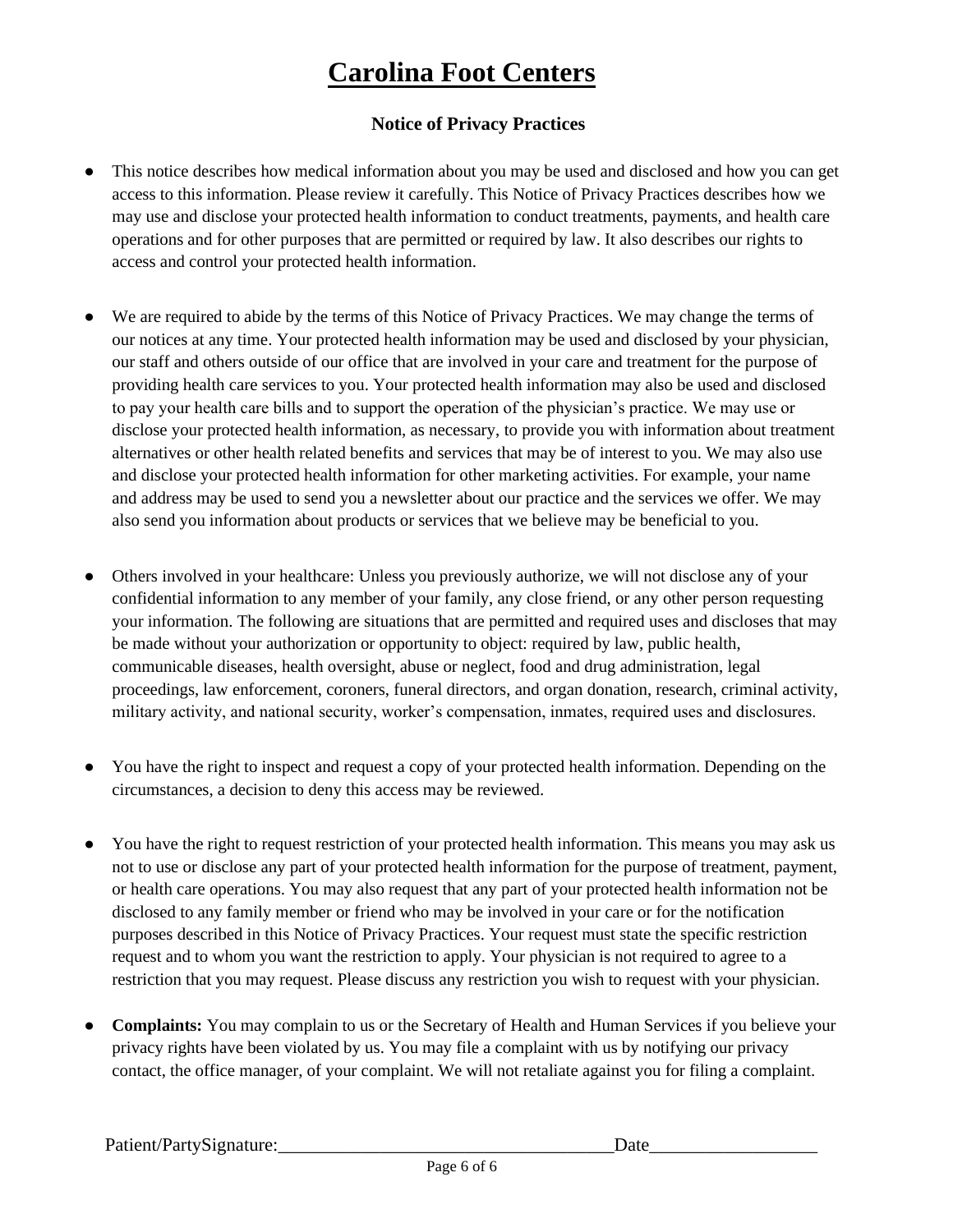# Carolina Foot Centers

### Notice of Privacy Practices

- This notice describes how medical information about you may be used and disclosed and how you can get access to this information. Please review it carefully. This Notice of Privacy Practices describes how we may use and disclose your protected health information to conduct treatments, payments, and health care operations and for other purposes that are permitted or required by law. It also describes our rights to access and control your protected health information.

- We are required to abide by the terms of this Notice of Privacy Practices. We may change the terms of our notices at any time. Your protected health information may be used and disclosed by your physician, our staff and others outside of our office that are involved in your care and treatment for the purpose of providing health care services to you. Your protected health information may also be used and disclosed to pay your health care bills and to support the operation of the physician's practice. We may use or disclose your protected health information, as necessary, to provide you with information about treatment alternatives or other health related benefits and services that may be of interest to you. We may also use and disclose your protected health information for other marketing activities. For example, your name and address may be used to send you a newsletter about our practice and the services we offer. We may also send you information about products or services that we believe may be beneficial to you.

- Others involved in your healthcare: Unless you previously authorize, we will not disclose any of your confidential information to any member of your family, any close friend, or any other person requesting your information. The following are situations that are permitted and required uses and discloses that may be made without your authorization or opportunity to object: required by law, public health, communicable diseases, health oversight, abuse or neglect, food and drug administration, legal proceedings, law enforcement, coroners, funeral directors, and organ donation, research, criminal activity, military activity, and national security, worker's compensation, inmates, required uses and disclosures.

- You have the right to inspect and request a copy of your protected health information. Depending on the circumstances, a decision to deny this access may be reviewed.

- You have the right to request restriction of your protected health information. This means you may ask us not to use or disclose any part of your protected health information for the purpose of treatment, payment, or health care operations. You may also request that any part of your protected health information not be disclosed to any family member or friend who may be involved in your care or for the notification purposes described in this Notice of Privacy Practices. Your request must state the specific restriction request and to whom you want the restriction to apply. Your physician is not required to agree to a restriction that you may request. Please discuss any restriction you wish to request with your physician.

- **Complaints:** You may complain to us or the Secretary of Health and Human Services if you believe your privacy rights have been violated by us. You may file a complaint with us by notifying our privacy contact, the office manager, of your complaint. We will not retaliate against you for filing a complaint.

Patient/PartySignature:_____________________________________Date__________________